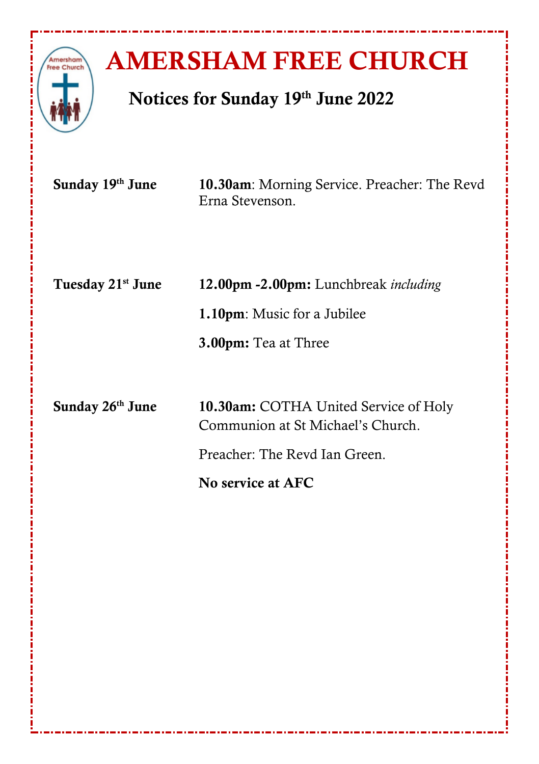# AMERSHAM FREE CHURCH

## Notices for Sunday 19th June 2022

**Sunday 19th June**

**10.30am**: Morning Service. Preacher: The Revd Erna Stevenson.

**Tuesday 21st June**

**12.00pm -2.00pm:** Lunchbreak *including*

**1.10pm**: Music for a Jubilee

**3.00pm:** Tea at Three

**Sunday 26th June**

**10.30am:** COTHA United Service of Holy Communion at St Michael's Church.

Preacher: The Revd Ian Green.

**No service at AFC**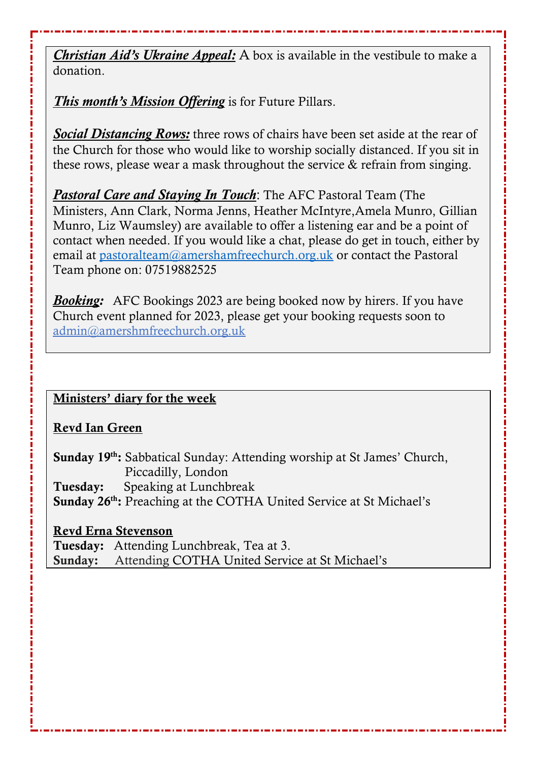***Christian Aid's Ukraine Appeal:*** A box is available in the vestibule to make a donation.

***This month's Mission Offering*** is for Future Pillars.

***Social Distancing Rows:*** three rows of chairs have been set aside at the rear of the Church for those who would like to worship socially distanced. If you sit in these rows, please wear a mask throughout the service & refrain from singing.

***Pastoral Care and Staying In Touch***: The AFC Pastoral Team (The Ministers, Ann Clark, Norma Jenns, Heather McIntyre,Amela Munro, Gillian Munro, Liz Waumsley) are available to offer a listening ear and be a point of contact when needed. If you would like a chat, please do get in touch, either by email at pastoralteam@amershamfreechurch.org.uk or contact the Pastoral Team phone on: 07519882525

***Booking:*** AFC Bookings 2023 are being booked now by hirers. If you have Church event planned for 2023, please get your booking requests soon to admin@amershmfreechurch.org.uk

## Ministers' diary for the week

### Revd Ian Green

**Sunday 19th:** Sabbatical Sunday: Attending worship at St James' Church, Piccadilly, London
**Tuesday:** Speaking at Lunchbreak
**Sunday 26th:** Preaching at the COTHA United Service at St Michael's

### Revd Erna Stevenson

**Tuesday:** Attending Lunchbreak, Tea at 3.
**Sunday:** Attending COTHA United Service at St Michael's